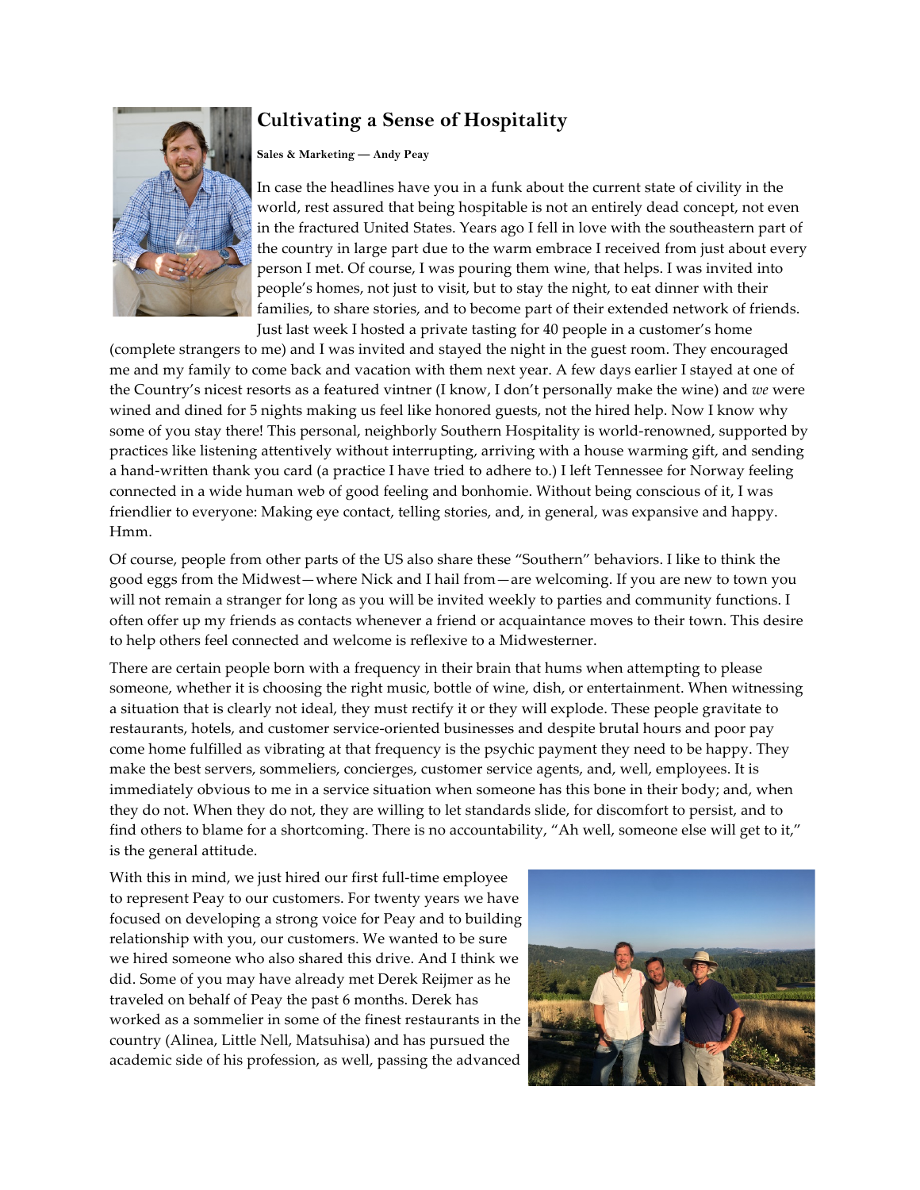# Cultivating a Sense of Hospitality

**Sales & Marketing — Andy Peay**

In case the headlines have you in a funk about the current state of civility in the world, rest assured that being hospitable is not an entirely dead concept, not even in the fractured United States. Years ago I fell in love with the southeastern part of the country in large part due to the warm embrace I received from just about every person I met. Of course, I was pouring them wine, that helps. I was invited into people's homes, not just to visit, but to stay the night, to eat dinner with their families, to share stories, and to become part of their extended network of friends. Just last week I hosted a private tasting for 40 people in a customer's home (complete strangers to me) and I was invited and stayed the night in the guest room. They encouraged me and my family to come back and vacation with them next year. A few days earlier I stayed at one of the Country's nicest resorts as a featured vintner (I know, I don't personally make the wine) and *we* were wined and dined for 5 nights making us feel like honored guests, not the hired help. Now I know why some of you stay there! This personal, neighborly Southern Hospitality is world-renowned, supported by practices like listening attentively without interrupting, arriving with a house warming gift, and sending a hand-written thank you card (a practice I have tried to adhere to.) I left Tennessee for Norway feeling connected in a wide human web of good feeling and bonhomie. Without being conscious of it, I was friendlier to everyone: Making eye contact, telling stories, and, in general, was expansive and happy. Hmm.

Of course, people from other parts of the US also share these "Southern" behaviors. I like to think the good eggs from the Midwest—where Nick and I hail from—are welcoming. If you are new to town you will not remain a stranger for long as you will be invited weekly to parties and community functions. I often offer up my friends as contacts whenever a friend or acquaintance moves to their town. This desire to help others feel connected and welcome is reflexive to a Midwesterner.

There are certain people born with a frequency in their brain that hums when attempting to please someone, whether it is choosing the right music, bottle of wine, dish, or entertainment. When witnessing a situation that is clearly not ideal, they must rectify it or they will explode. These people gravitate to restaurants, hotels, and customer service-oriented businesses and despite brutal hours and poor pay come home fulfilled as vibrating at that frequency is the psychic payment they need to be happy. They make the best servers, sommeliers, concierges, customer service agents, and, well, employees. It is immediately obvious to me in a service situation when someone has this bone in their body; and, when they do not. When they do not, they are willing to let standards slide, for discomfort to persist, and to find others to blame for a shortcoming. There is no accountability, "Ah well, someone else will get to it," is the general attitude.

With this in mind, we just hired our first full-time employee to represent Peay to our customers. For twenty years we have focused on developing a strong voice for Peay and to building relationship with you, our customers. We wanted to be sure we hired someone who also shared this drive. And I think we did. Some of you may have already met Derek Reijmer as he traveled on behalf of Peay the past 6 months. Derek has worked as a sommelier in some of the finest restaurants in the country (Alinea, Little Nell, Matsuhisa) and has pursued the academic side of his profession, as well, passing the advanced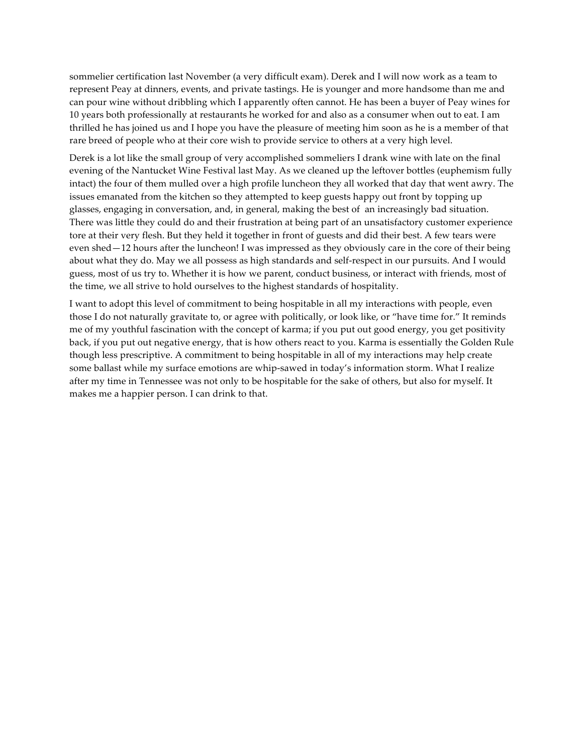sommelier certification last November (a very difficult exam). Derek and I will now work as a team to represent Peay at dinners, events, and private tastings. He is younger and more handsome than me and can pour wine without dribbling which I apparently often cannot. He has been a buyer of Peay wines for 10 years both professionally at restaurants he worked for and also as a consumer when out to eat. I am thrilled he has joined us and I hope you have the pleasure of meeting him soon as he is a member of that rare breed of people who at their core wish to provide service to others at a very high level.

Derek is a lot like the small group of very accomplished sommeliers I drank wine with late on the final evening of the Nantucket Wine Festival last May. As we cleaned up the leftover bottles (euphemism fully intact) the four of them mulled over a high profile luncheon they all worked that day that went awry. The issues emanated from the kitchen so they attempted to keep guests happy out front by topping up glasses, engaging in conversation, and, in general, making the best of an increasingly bad situation. There was little they could do and their frustration at being part of an unsatisfactory customer experience tore at their very flesh. But they held it together in front of guests and did their best. A few tears were even shed—12 hours after the luncheon! I was impressed as they obviously care in the core of their being about what they do. May we all possess as high standards and self-respect in our pursuits. And I would guess, most of us try to. Whether it is how we parent, conduct business, or interact with friends, most of the time, we all strive to hold ourselves to the highest standards of hospitality.

I want to adopt this level of commitment to being hospitable in all my interactions with people, even those I do not naturally gravitate to, or agree with politically, or look like, or "have time for." It reminds me of my youthful fascination with the concept of karma; if you put out good energy, you get positivity back, if you put out negative energy, that is how others react to you. Karma is essentially the Golden Rule though less prescriptive. A commitment to being hospitable in all of my interactions may help create some ballast while my surface emotions are whip-sawed in today's information storm. What I realize after my time in Tennessee was not only to be hospitable for the sake of others, but also for myself. It makes me a happier person. I can drink to that.